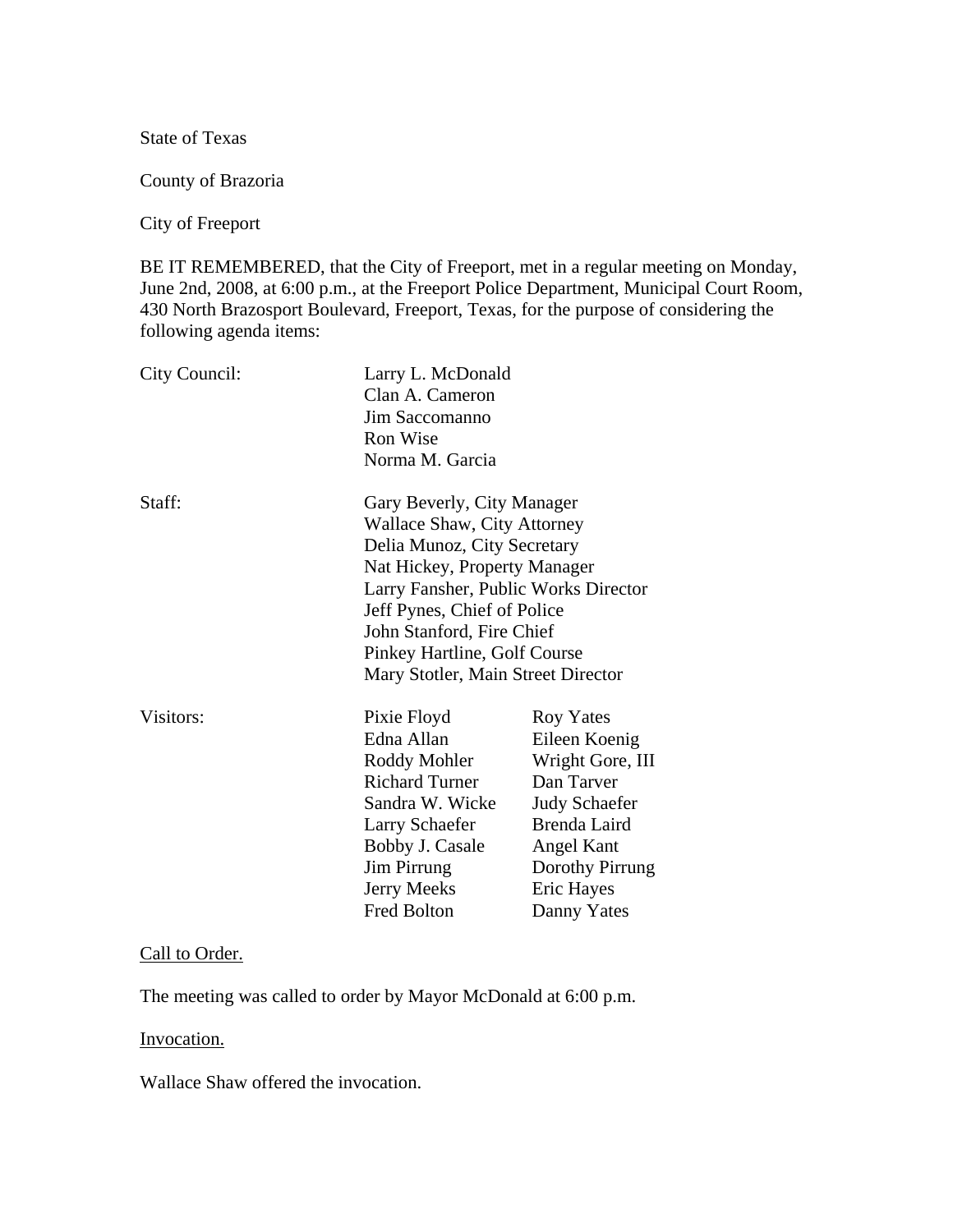State of Texas

County of Brazoria

City of Freeport

BE IT REMEMBERED, that the City of Freeport, met in a regular meeting on Monday, June 2nd, 2008, at 6:00 p.m., at the Freeport Police Department, Municipal Court Room, 430 North Brazosport Boulevard, Freeport, Texas, for the purpose of considering the following agenda items:

| | | |
|---|---|---|
| City Council: | Larry L. McDonald | |
| | Clan A. Cameron | |
| | Jim Saccomanno | |
| | Ron Wise | |
| | Norma M. Garcia | |
| Staff: | Gary Beverly, City Manager | |
| | Wallace Shaw, City Attorney | |
| | Delia Munoz, City Secretary | |
| | Nat Hickey, Property Manager | |
| | Larry Fansher, Public Works Director | |
| | Jeff Pynes, Chief of Police | |
| | John Stanford, Fire Chief | |
| | Pinkey Hartline, Golf Course | |
| | Mary Stotler, Main Street Director | |
| Visitors: | Pixie Floyd | Roy Yates |
| | Edna Allan | Eileen Koenig |
| | Roddy Mohler | Wright Gore, III |
| | Richard Turner | Dan Tarver |
| | Sandra W. Wicke | Judy Schaefer |
| | Larry Schaefer | Brenda Laird |
| | Bobby J. Casale | Angel Kant |
| | Jim Pirrung | Dorothy Pirrung |
| | Jerry Meeks | Eric Hayes |
| | Fred Bolton | Danny Yates |

Call to Order.

The meeting was called to order by Mayor McDonald at 6:00 p.m.

Invocation.

Wallace Shaw offered the invocation.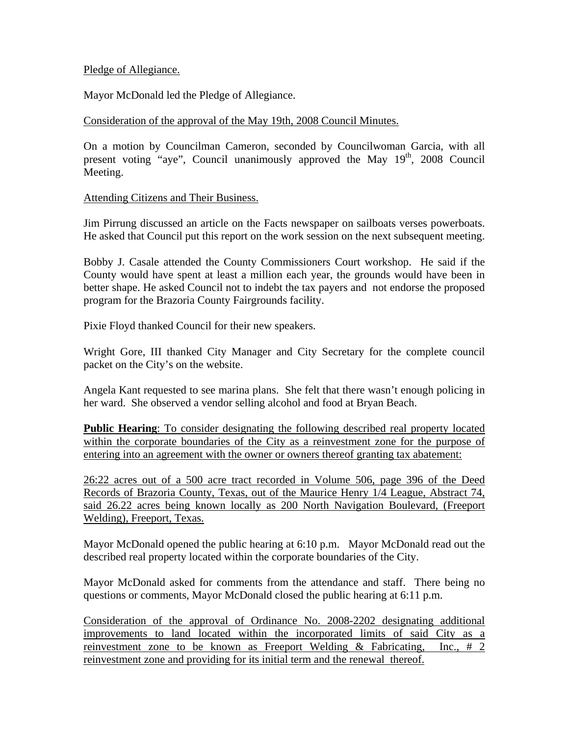<u>Pledge of Allegiance.</u>

Mayor McDonald led the Pledge of Allegiance.

<u>Consideration of the approval of the May 19th, 2008 Council Minutes.</u>

On a motion by Councilman Cameron, seconded by Councilwoman Garcia, with all present voting "aye", Council unanimously approved the May 19th, 2008 Council Meeting.

<u>Attending Citizens and Their Business.</u>

Jim Pirrung discussed an article on the Facts newspaper on sailboats verses powerboats. He asked that Council put this report on the work session on the next subsequent meeting.

Bobby J. Casale attended the County Commissioners Court workshop. He said if the County would have spent at least a million each year, the grounds would have been in better shape. He asked Council not to indebt the tax payers and not endorse the proposed program for the Brazoria County Fairgrounds facility.

Pixie Floyd thanked Council for their new speakers.

Wright Gore, III thanked City Manager and City Secretary for the complete council packet on the City's on the website.

Angela Kant requested to see marina plans. She felt that there wasn't enough policing in her ward. She observed a vendor selling alcohol and food at Bryan Beach.

<u>**Public Hearing**: To consider designating the following described real property located within the corporate boundaries of the City as a reinvestment zone for the purpose of entering into an agreement with the owner or owners thereof granting tax abatement:</u>

<u>26:22 acres out of a 500 acre tract recorded in Volume 506, page 396 of the Deed Records of Brazoria County, Texas, out of the Maurice Henry 1/4 League, Abstract 74, said 26.22 acres being known locally as 200 North Navigation Boulevard, (Freeport Welding), Freeport, Texas.</u>

Mayor McDonald opened the public hearing at 6:10 p.m. Mayor McDonald read out the described real property located within the corporate boundaries of the City.

Mayor McDonald asked for comments from the attendance and staff. There being no questions or comments, Mayor McDonald closed the public hearing at 6:11 p.m.

<u>Consideration of the approval of Ordinance No. 2008-2202 designating additional improvements to land located within the incorporated limits of said City as a reinvestment zone to be known as Freeport Welding & Fabricating, Inc., # 2 reinvestment zone and providing for its initial term and the renewal thereof.</u>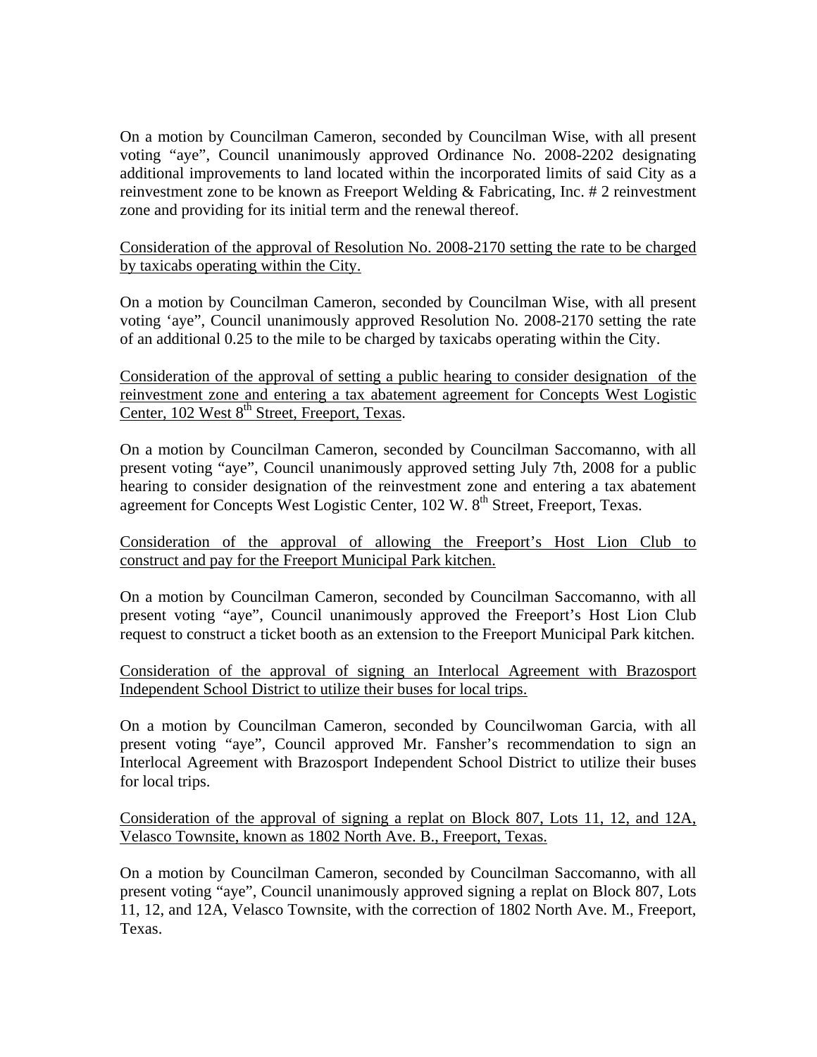On a motion by Councilman Cameron, seconded by Councilman Wise, with all present voting "aye", Council unanimously approved Ordinance No. 2008-2202 designating additional improvements to land located within the incorporated limits of said City as a reinvestment zone to be known as Freeport Welding & Fabricating, Inc. # 2 reinvestment zone and providing for its initial term and the renewal thereof.

<u>Consideration of the approval of Resolution No. 2008-2170 setting the rate to be charged by taxicabs operating within the City.</u>

On a motion by Councilman Cameron, seconded by Councilman Wise, with all present voting 'aye", Council unanimously approved Resolution No. 2008-2170 setting the rate of an additional 0.25 to the mile to be charged by taxicabs operating within the City.

<u>Consideration of the approval of setting a public hearing to consider designation of the reinvestment zone and entering a tax abatement agreement for Concepts West Logistic Center, 102 West 8th Street, Freeport, Texas</u>.

On a motion by Councilman Cameron, seconded by Councilman Saccomanno, with all present voting "aye", Council unanimously approved setting July 7th, 2008 for a public hearing to consider designation of the reinvestment zone and entering a tax abatement agreement for Concepts West Logistic Center, 102 W. 8th Street, Freeport, Texas.

<u>Consideration of the approval of allowing the Freeport's Host Lion Club to construct and pay for the Freeport Municipal Park kitchen.</u>

On a motion by Councilman Cameron, seconded by Councilman Saccomanno, with all present voting "aye", Council unanimously approved the Freeport's Host Lion Club request to construct a ticket booth as an extension to the Freeport Municipal Park kitchen.

<u>Consideration of the approval of signing an Interlocal Agreement with Brazosport Independent School District to utilize their buses for local trips.</u>

On a motion by Councilman Cameron, seconded by Councilwoman Garcia, with all present voting "aye", Council approved Mr. Fansher's recommendation to sign an Interlocal Agreement with Brazosport Independent School District to utilize their buses for local trips.

<u>Consideration of the approval of signing a replat on Block 807, Lots 11, 12, and 12A, Velasco Townsite, known as 1802 North Ave. B., Freeport, Texas.</u>

On a motion by Councilman Cameron, seconded by Councilman Saccomanno, with all present voting "aye", Council unanimously approved signing a replat on Block 807, Lots 11, 12, and 12A, Velasco Townsite, with the correction of 1802 North Ave. M., Freeport, Texas.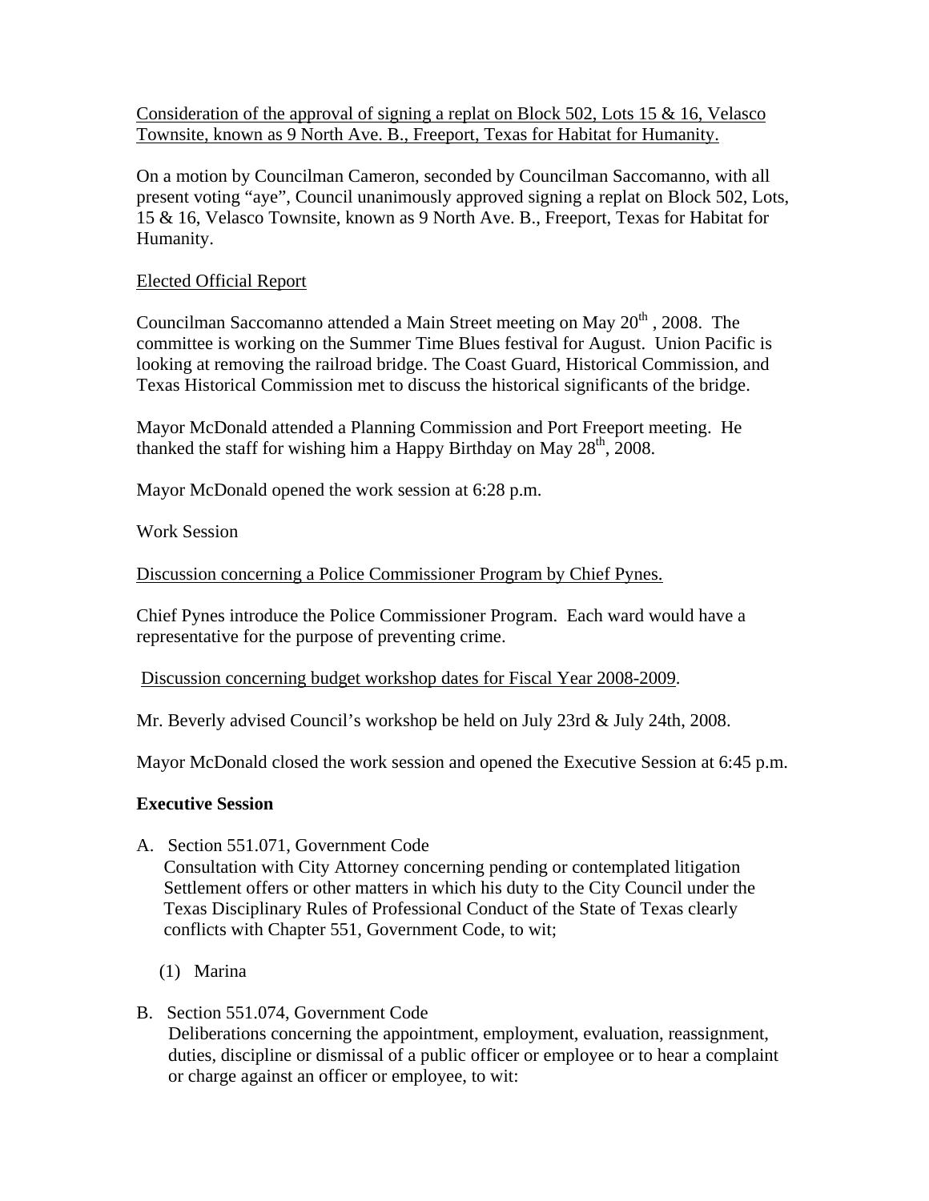<u>Consideration of the approval of signing a replat on Block 502, Lots 15 & 16, Velasco Townsite, known as 9 North Ave. B., Freeport, Texas for Habitat for Humanity.</u>

On a motion by Councilman Cameron, seconded by Councilman Saccomanno, with all present voting "aye", Council unanimously approved signing a replat on Block 502, Lots, 15 & 16, Velasco Townsite, known as 9 North Ave. B., Freeport, Texas for Habitat for Humanity.

<u>Elected Official Report</u>

Councilman Saccomanno attended a Main Street meeting on May 20th , 2008. The committee is working on the Summer Time Blues festival for August. Union Pacific is looking at removing the railroad bridge. The Coast Guard, Historical Commission, and Texas Historical Commission met to discuss the historical significants of the bridge.

Mayor McDonald attended a Planning Commission and Port Freeport meeting. He thanked the staff for wishing him a Happy Birthday on May 28th, 2008.

Mayor McDonald opened the work session at 6:28 p.m.

Work Session

<u>Discussion concerning a Police Commissioner Program by Chief Pynes.</u>

Chief Pynes introduce the Police Commissioner Program. Each ward would have a representative for the purpose of preventing crime.

<u>Discussion concerning budget workshop dates for Fiscal Year 2008-2009</u>.

Mr. Beverly advised Council's workshop be held on July 23rd & July 24th, 2008.

Mayor McDonald closed the work session and opened the Executive Session at 6:45 p.m.

**Executive Session**

A. Section 551.071, Government Code
   Consultation with City Attorney concerning pending or contemplated litigation Settlement offers or other matters in which his duty to the City Council under the Texas Disciplinary Rules of Professional Conduct of the State of Texas clearly conflicts with Chapter 551, Government Code, to wit;

   (1) Marina

B. Section 551.074, Government Code
   Deliberations concerning the appointment, employment, evaluation, reassignment, duties, discipline or dismissal of a public officer or employee or to hear a complaint or charge against an officer or employee, to wit: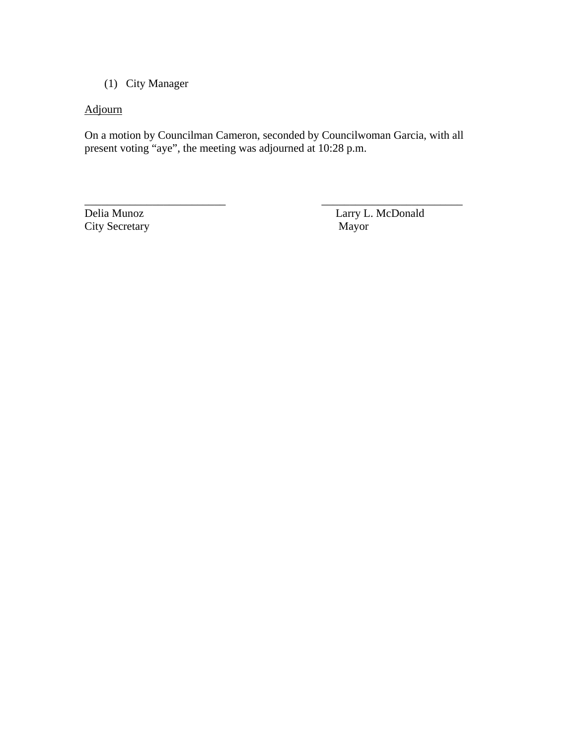(1) City Manager

<u>Adjourn</u>

On a motion by Councilman Cameron, seconded by Councilwoman Garcia, with all present voting "aye", the meeting was adjourned at 10:28 p.m.

| | |
|---|---|
| _________________________ | _________________________ |
| Delia Munoz | Larry L. McDonald |
| City Secretary | Mayor |